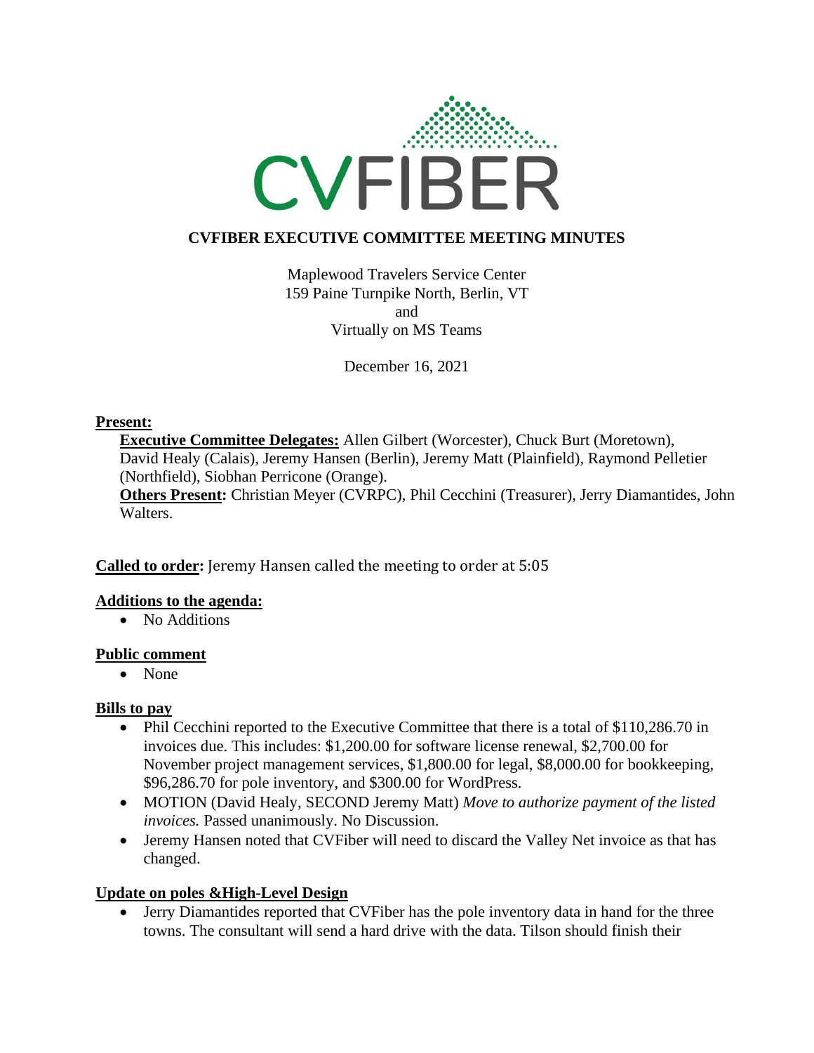# CVFIBER EXECUTIVE COMMITTEE MEETING MINUTES

Maplewood Travelers Service Center
159 Paine Turnpike North, Berlin, VT
and
Virtually on MS Teams

December 16, 2021

**Present:**

**Executive Committee Delegates:** Allen Gilbert (Worcester), Chuck Burt (Moretown), David Healy (Calais), Jeremy Hansen (Berlin), Jeremy Matt (Plainfield), Raymond Pelletier (Northfield), Siobhan Perricone (Orange).
**Others Present:** Christian Meyer (CVRPC), Phil Cecchini (Treasurer), Jerry Diamantides, John Walters.

**Called to order:** Jeremy Hansen called the meeting to order at 5:05

**Additions to the agenda:**

- No Additions

**Public comment**

- None

**Bills to pay**

- Phil Cecchini reported to the Executive Committee that there is a total of $110,286.70 in invoices due. This includes: $1,200.00 for software license renewal, $2,700.00 for November project management services, $1,800.00 for legal, $8,000.00 for bookkeeping, $96,286.70 for pole inventory, and $300.00 for WordPress.
- MOTION (David Healy, SECOND Jeremy Matt) *Move to authorize payment of the listed invoices.* Passed unanimously. No Discussion.
- Jeremy Hansen noted that CVFiber will need to discard the Valley Net invoice as that has changed.

**Update on poles &High-Level Design**

- Jerry Diamantides reported that CVFiber has the pole inventory data in hand for the three towns. The consultant will send a hard drive with the data. Tilson should finish their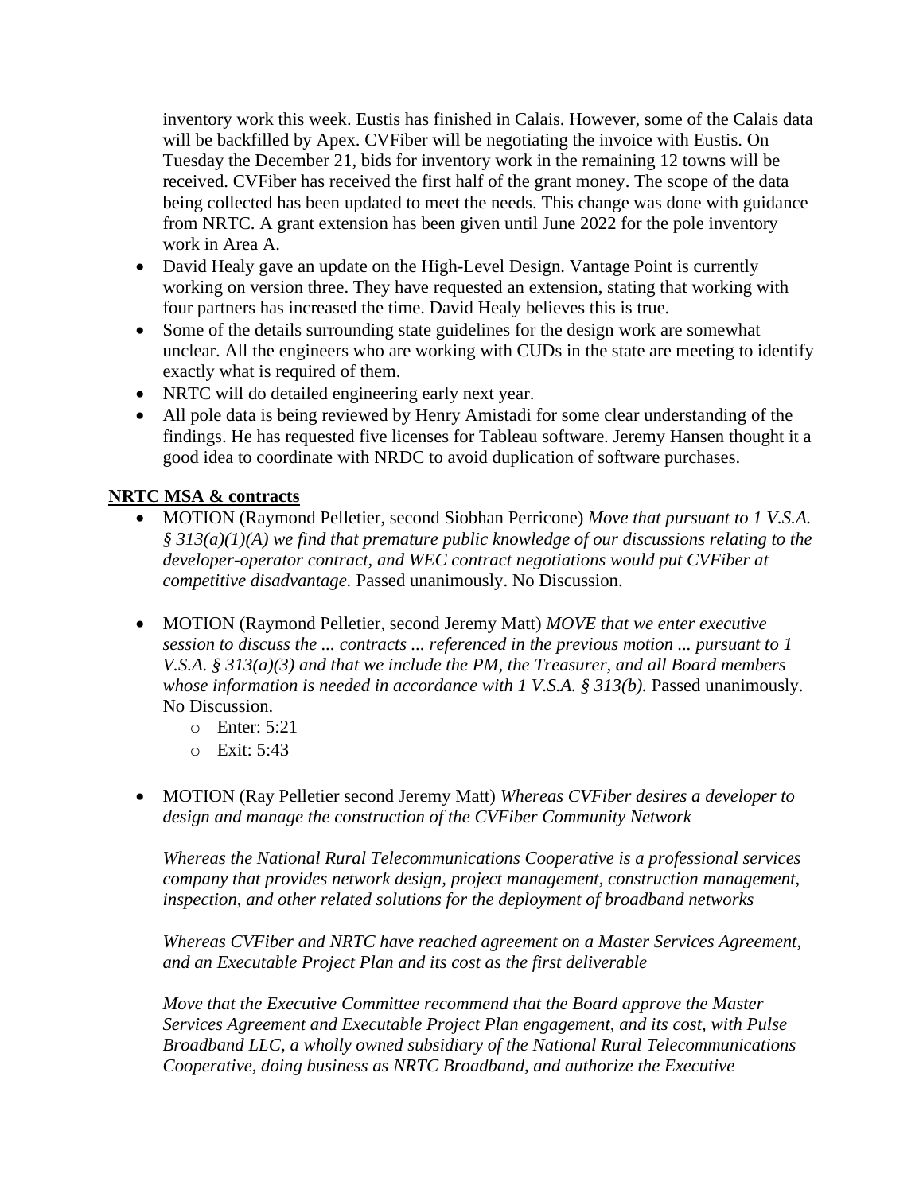inventory work this week. Eustis has finished in Calais. However, some of the Calais data will be backfilled by Apex. CVFiber will be negotiating the invoice with Eustis. On Tuesday the December 21, bids for inventory work in the remaining 12 towns will be received. CVFiber has received the first half of the grant money. The scope of the data being collected has been updated to meet the needs. This change was done with guidance from NRTC. A grant extension has been given until June 2022 for the pole inventory work in Area A.

- David Healy gave an update on the High-Level Design. Vantage Point is currently working on version three. They have requested an extension, stating that working with four partners has increased the time. David Healy believes this is true.
- Some of the details surrounding state guidelines for the design work are somewhat unclear. All the engineers who are working with CUDs in the state are meeting to identify exactly what is required of them.
- NRTC will do detailed engineering early next year.
- All pole data is being reviewed by Henry Amistadi for some clear understanding of the findings. He has requested five licenses for Tableau software. Jeremy Hansen thought it a good idea to coordinate with NRDC to avoid duplication of software purchases.

**NRTC MSA & contracts**

- MOTION (Raymond Pelletier, second Siobhan Perricone) *Move that pursuant to 1 V.S.A. § 313(a)(1)(A) we find that premature public knowledge of our discussions relating to the developer-operator contract, and WEC contract negotiations would put CVFiber at competitive disadvantage.* Passed unanimously. No Discussion.

- MOTION (Raymond Pelletier, second Jeremy Matt) *MOVE that we enter executive session to discuss the ... contracts ... referenced in the previous motion ... pursuant to 1 V.S.A. § 313(a)(3) and that we include the PM, the Treasurer, and all Board members whose information is needed in accordance with 1 V.S.A. § 313(b).* Passed unanimously. No Discussion.
  - Enter: 5:21
  - Exit: 5:43

- MOTION (Ray Pelletier second Jeremy Matt) *Whereas CVFiber desires a developer to design and manage the construction of the CVFiber Community Network*

  *Whereas the National Rural Telecommunications Cooperative is a professional services company that provides network design, project management, construction management, inspection, and other related solutions for the deployment of broadband networks*

  *Whereas CVFiber and NRTC have reached agreement on a Master Services Agreement, and an Executable Project Plan and its cost as the first deliverable*

  *Move that the Executive Committee recommend that the Board approve the Master Services Agreement and Executable Project Plan engagement, and its cost, with Pulse Broadband LLC, a wholly owned subsidiary of the National Rural Telecommunications Cooperative, doing business as NRTC Broadband, and authorize the Executive*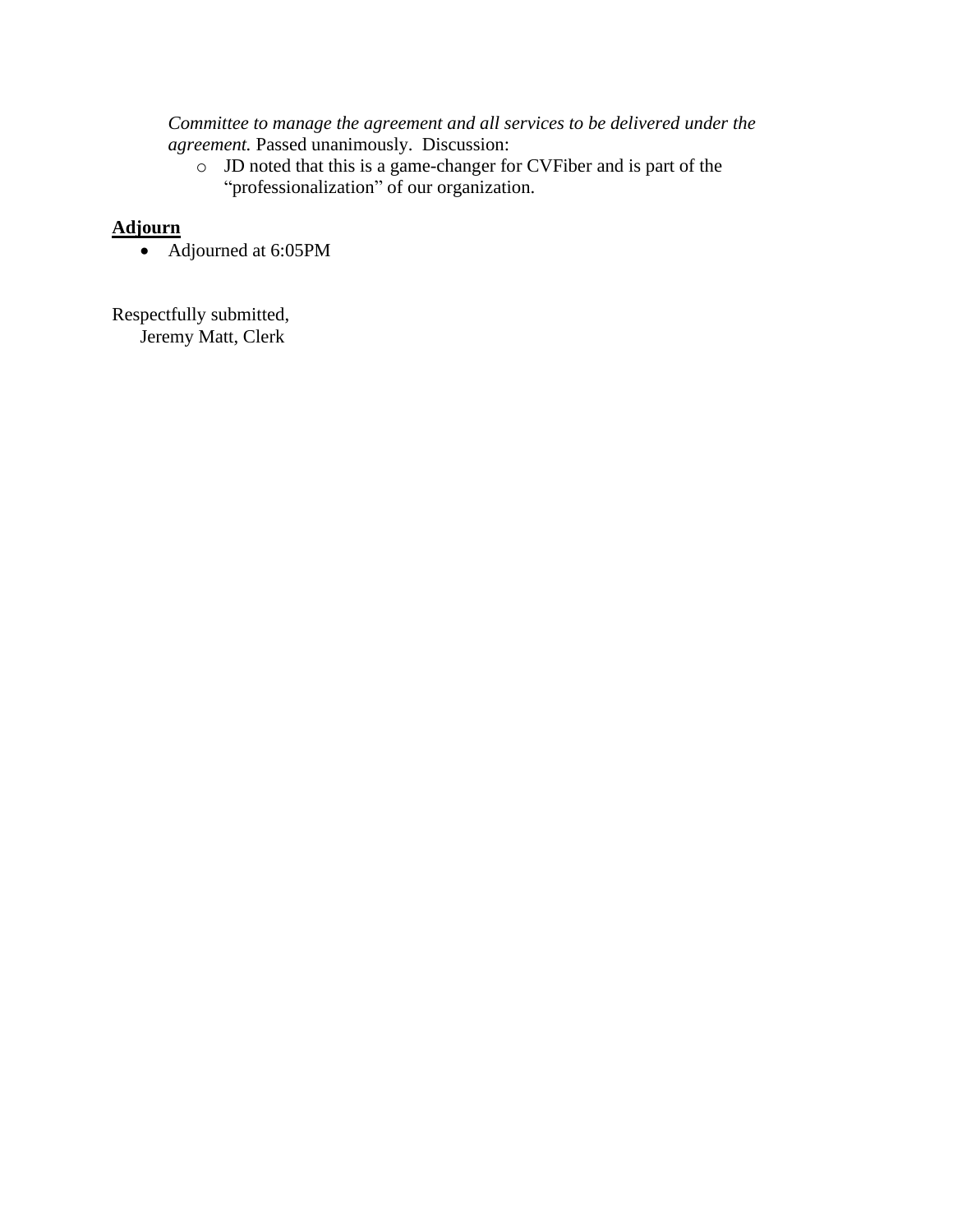*Committee to manage the agreement and all services to be delivered under the agreement.* Passed unanimously. Discussion:

  - JD noted that this is a game-changer for CVFiber and is part of the "professionalization" of our organization.

**<u>Adjourn</u>**

- Adjourned at 6:05PM

Respectfully submitted,
Jeremy Matt, Clerk